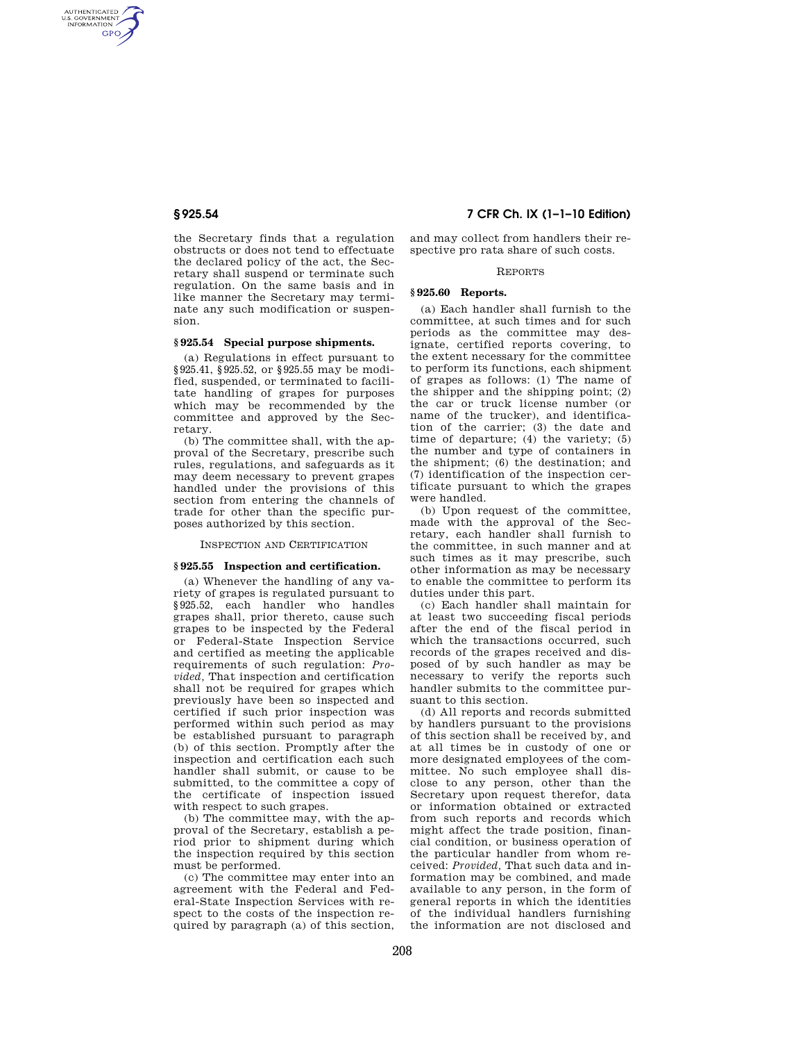the Secretary finds that a regulation obstructs or does not tend to effectuate the declared policy of the act, the Secretary shall suspend or terminate such regulation. On the same basis and in like manner the Secretary may terminate any such modification or suspension.

### § 925.54 Special purpose shipments.

(a) Regulations in effect pursuant to § 925.41, § 925.52, or § 925.55 may be modified, suspended, or terminated to facilitate handling of grapes for purposes which may be recommended by the committee and approved by the Secretary.

(b) The committee shall, with the approval of the Secretary, prescribe such rules, regulations, and safeguards as it may deem necessary to prevent grapes handled under the provisions of this section from entering the channels of trade for other than the specific purposes authorized by this section.

INSPECTION AND CERTIFICATION

### § 925.55 Inspection and certification.

(a) Whenever the handling of any variety of grapes is regulated pursuant to § 925.52, each handler who handles grapes shall, prior thereto, cause such grapes to be inspected by the Federal or Federal-State Inspection Service and certified as meeting the applicable requirements of such regulation: *Provided,* That inspection and certification shall not be required for grapes which previously have been so inspected and certified if such prior inspection was performed within such period as may be established pursuant to paragraph (b) of this section. Promptly after the inspection and certification each such handler shall submit, or cause to be submitted, to the committee a copy of the certificate of inspection issued with respect to such grapes.

(b) The committee may, with the approval of the Secretary, establish a period prior to shipment during which the inspection required by this section must be performed.

(c) The committee may enter into an agreement with the Federal and Federal-State Inspection Services with respect to the costs of the inspection required by paragraph (a) of this section, and may collect from handlers their respective pro rata share of such costs.

REPORTS

### § 925.60 Reports.

(a) Each handler shall furnish to the committee, at such times and for such periods as the committee may designate, certified reports covering, to the extent necessary for the committee to perform its functions, each shipment of grapes as follows: (1) The name of the shipper and the shipping point; (2) the car or truck license number (or name of the trucker), and identification of the carrier; (3) the date and time of departure; (4) the variety; (5) the number and type of containers in the shipment; (6) the destination; and (7) identification of the inspection certificate pursuant to which the grapes were handled.

(b) Upon request of the committee, made with the approval of the Secretary, each handler shall furnish to the committee, in such manner and at such times as it may prescribe, such other information as may be necessary to enable the committee to perform its duties under this part.

(c) Each handler shall maintain for at least two succeeding fiscal periods after the end of the fiscal period in which the transactions occurred, such records of the grapes received and disposed of by such handler as may be necessary to verify the reports such handler submits to the committee pursuant to this section.

(d) All reports and records submitted by handlers pursuant to the provisions of this section shall be received by, and at all times be in custody of one or more designated employees of the committee. No such employee shall disclose to any person, other than the Secretary upon request therefor, data or information obtained or extracted from such reports and records which might affect the trade position, financial condition, or business operation of the particular handler from whom received: *Provided,* That such data and information may be combined, and made available to any person, in the form of general reports in which the identities of the individual handlers furnishing the information are not disclosed and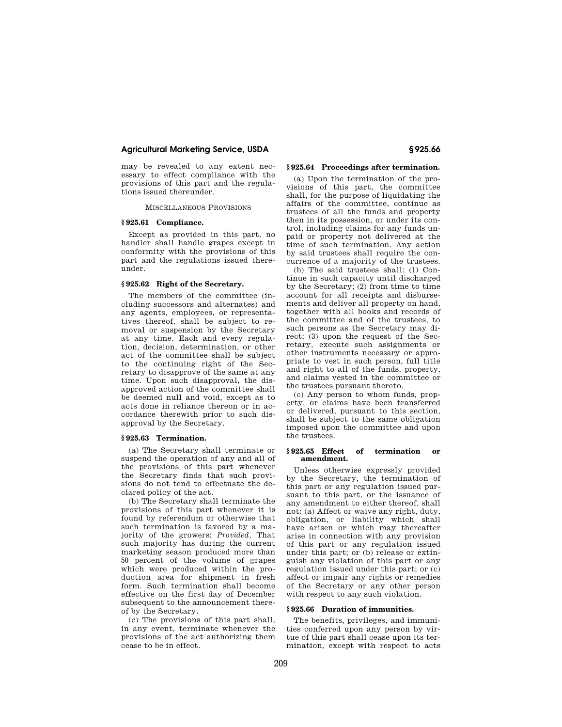may be revealed to any extent necessary to effect compliance with the provisions of this part and the regulations issued thereunder.

MISCELLANEOUS PROVISIONS

### § 925.61 Compliance.

Except as provided in this part, no handler shall handle grapes except in conformity with the provisions of this part and the regulations issued thereunder.

### § 925.62 Right of the Secretary.

The members of the committee (including successors and alternates) and any agents, employees, or representatives thereof, shall be subject to removal or suspension by the Secretary at any time. Each and every regulation, decision, determination, or other act of the committee shall be subject to the continuing right of the Secretary to disapprove of the same at any time. Upon such disapproval, the disapproved action of the committee shall be deemed null and void, except as to acts done in reliance thereon or in accordance therewith prior to such disapproval by the Secretary.

### § 925.63 Termination.

(a) The Secretary shall terminate or suspend the operation of any and all of the provisions of this part whenever the Secretary finds that such provisions do not tend to effectuate the declared policy of the act.

(b) The Secretary shall terminate the provisions of this part whenever it is found by referendum or otherwise that such termination is favored by a majority of the growers: *Provided,* That such majority has during the current marketing season produced more than 50 percent of the volume of grapes which were produced within the production area for shipment in fresh form. Such termination shall become effective on the first day of December subsequent to the announcement thereof by the Secretary.

(c) The provisions of this part shall, in any event, terminate whenever the provisions of the act authorizing them cease to be in effect.

### § 925.64 Proceedings after termination.

(a) Upon the termination of the provisions of this part, the committee shall, for the purpose of liquidating the affairs of the committee, continue as trustees of all the funds and property then in its possession, or under its control, including claims for any funds unpaid or property not delivered at the time of such termination. Any action by said trustees shall require the concurrence of a majority of the trustees.

(b) The said trustees shall: (1) Continue in such capacity until discharged by the Secretary; (2) from time to time account for all receipts and disbursements and deliver all property on hand, together with all books and records of the committee and of the trustees, to such persons as the Secretary may direct; (3) upon the request of the Secretary, execute such assignments or other instruments necessary or appropriate to vest in such person, full title and right to all of the funds, property, and claims vested in the committee or the trustees pursuant thereto.

(c) Any person to whom funds, property, or claims have been transferred or delivered, pursuant to this section, shall be subject to the same obligation imposed upon the committee and upon the trustees.

### § 925.65 Effect of termination or amendment.

Unless otherwise expressly provided by the Secretary, the termination of this part or any regulation issued pursuant to this part, or the issuance of any amendment to either thereof, shall not: (a) Affect or waive any right, duty, obligation, or liability which shall have arisen or which may thereafter arise in connection with any provision of this part or any regulation issued under this part; or (b) release or extinguish any violation of this part or any regulation issued under this part; or (c) affect or impair any rights or remedies of the Secretary or any other person with respect to any such violation.

### § 925.66 Duration of immunities.

The benefits, privileges, and immunities conferred upon any person by virtue of this part shall cease upon its termination, except with respect to acts